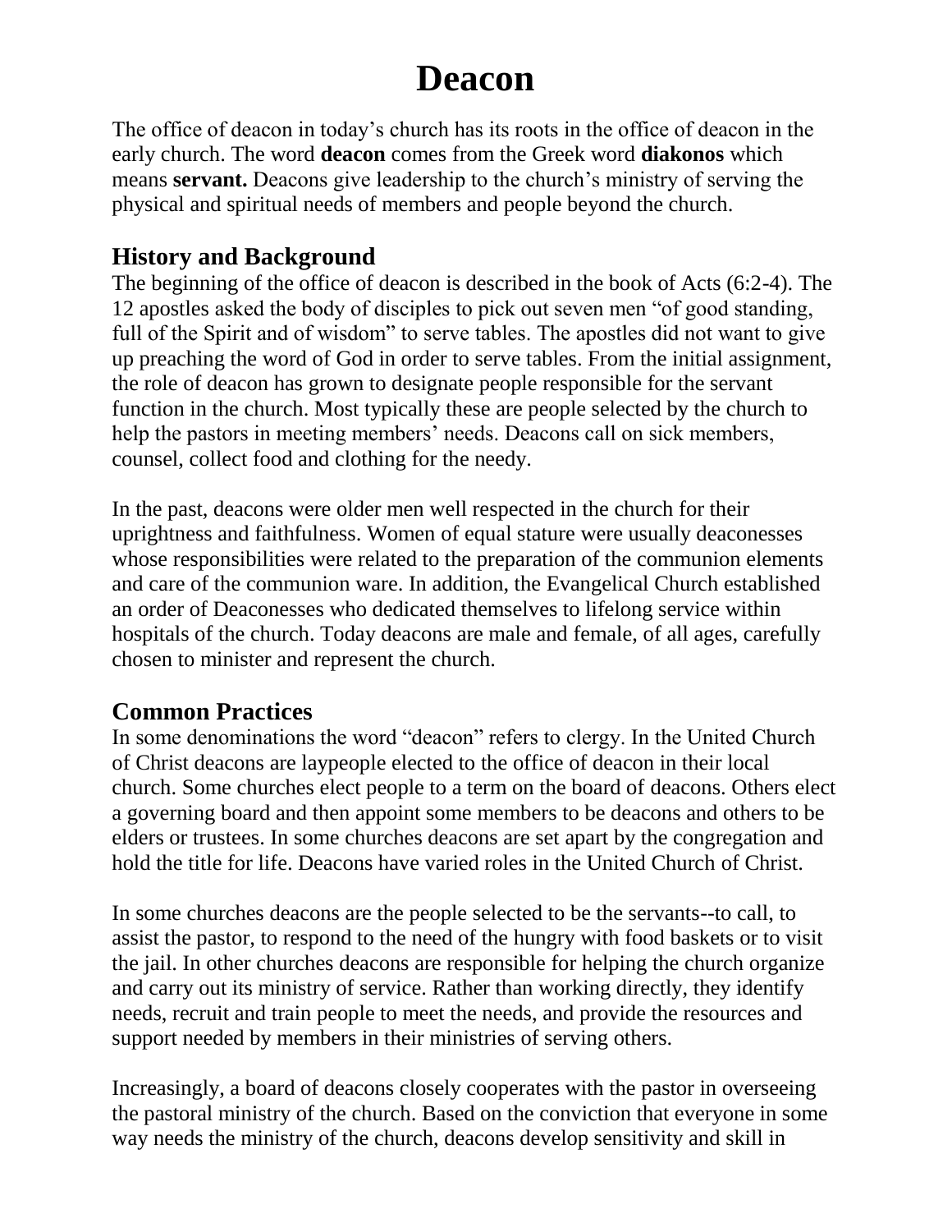# Deacon

The office of deacon in today's church has its roots in the office of deacon in the early church. The word **deacon** comes from the Greek word **diakonos** which means **servant.** Deacons give leadership to the church's ministry of serving the physical and spiritual needs of members and people beyond the church.

## History and Background

The beginning of the office of deacon is described in the book of Acts (6:2-4). The 12 apostles asked the body of disciples to pick out seven men "of good standing, full of the Spirit and of wisdom" to serve tables. The apostles did not want to give up preaching the word of God in order to serve tables. From the initial assignment, the role of deacon has grown to designate people responsible for the servant function in the church. Most typically these are people selected by the church to help the pastors in meeting members' needs. Deacons call on sick members, counsel, collect food and clothing for the needy.

In the past, deacons were older men well respected in the church for their uprightness and faithfulness. Women of equal stature were usually deaconesses whose responsibilities were related to the preparation of the communion elements and care of the communion ware. In addition, the Evangelical Church established an order of Deaconesses who dedicated themselves to lifelong service within hospitals of the church. Today deacons are male and female, of all ages, carefully chosen to minister and represent the church.

## Common Practices

In some denominations the word "deacon" refers to clergy. In the United Church of Christ deacons are laypeople elected to the office of deacon in their local church. Some churches elect people to a term on the board of deacons. Others elect a governing board and then appoint some members to be deacons and others to be elders or trustees. In some churches deacons are set apart by the congregation and hold the title for life. Deacons have varied roles in the United Church of Christ.

In some churches deacons are the people selected to be the servants--to call, to assist the pastor, to respond to the need of the hungry with food baskets or to visit the jail. In other churches deacons are responsible for helping the church organize and carry out its ministry of service. Rather than working directly, they identify needs, recruit and train people to meet the needs, and provide the resources and support needed by members in their ministries of serving others.

Increasingly, a board of deacons closely cooperates with the pastor in overseeing the pastoral ministry of the church. Based on the conviction that everyone in some way needs the ministry of the church, deacons develop sensitivity and skill in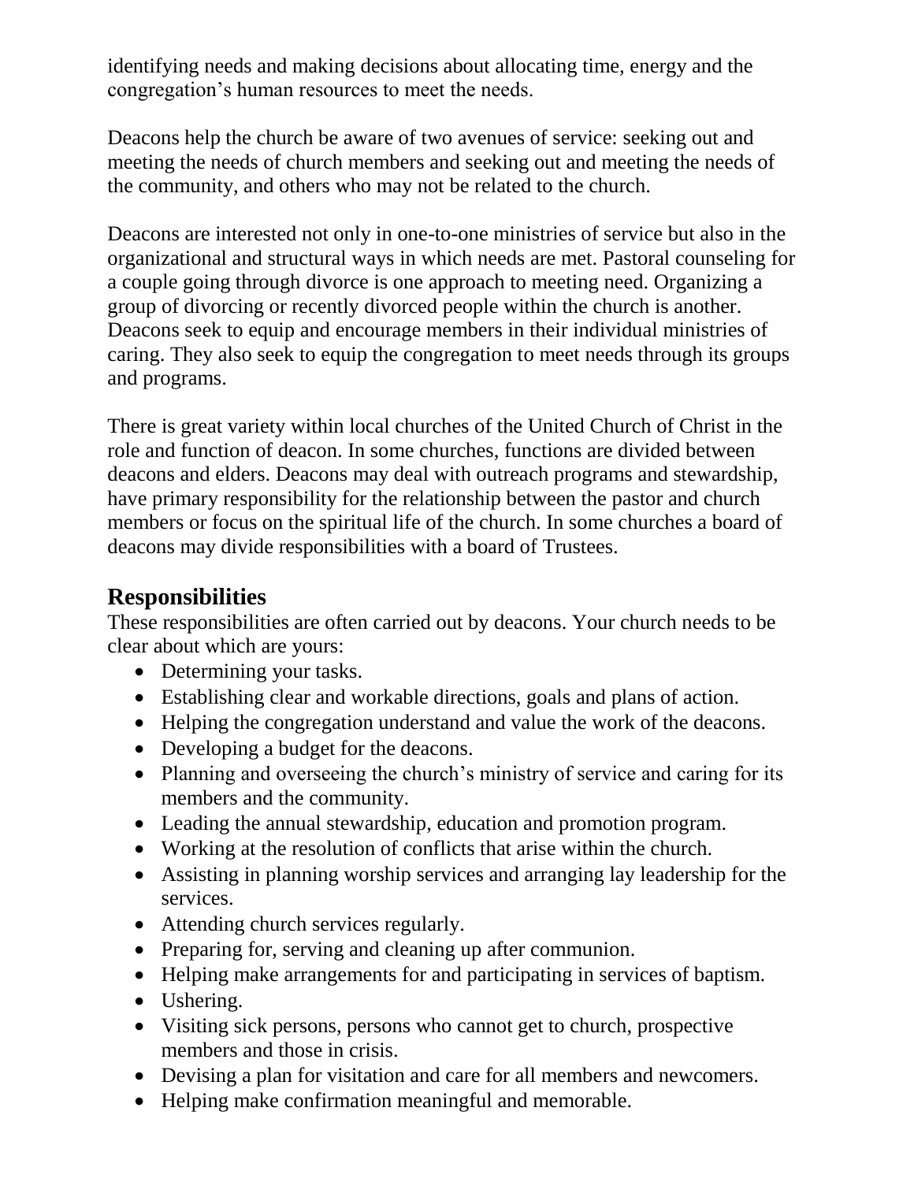identifying needs and making decisions about allocating time, energy and the congregation's human resources to meet the needs.

Deacons help the church be aware of two avenues of service: seeking out and meeting the needs of church members and seeking out and meeting the needs of the community, and others who may not be related to the church.

Deacons are interested not only in one-to-one ministries of service but also in the organizational and structural ways in which needs are met. Pastoral counseling for a couple going through divorce is one approach to meeting need. Organizing a group of divorcing or recently divorced people within the church is another. Deacons seek to equip and encourage members in their individual ministries of caring. They also seek to equip the congregation to meet needs through its groups and programs.

There is great variety within local churches of the United Church of Christ in the role and function of deacon. In some churches, functions are divided between deacons and elders. Deacons may deal with outreach programs and stewardship, have primary responsibility for the relationship between the pastor and church members or focus on the spiritual life of the church. In some churches a board of deacons may divide responsibilities with a board of Trustees.

## Responsibilities

These responsibilities are often carried out by deacons. Your church needs to be clear about which are yours:

- Determining your tasks.
- Establishing clear and workable directions, goals and plans of action.
- Helping the congregation understand and value the work of the deacons.
- Developing a budget for the deacons.
- Planning and overseeing the church's ministry of service and caring for its members and the community.
- Leading the annual stewardship, education and promotion program.
- Working at the resolution of conflicts that arise within the church.
- Assisting in planning worship services and arranging lay leadership for the services.
- Attending church services regularly.
- Preparing for, serving and cleaning up after communion.
- Helping make arrangements for and participating in services of baptism.
- Ushering.
- Visiting sick persons, persons who cannot get to church, prospective members and those in crisis.
- Devising a plan for visitation and care for all members and newcomers.
- Helping make confirmation meaningful and memorable.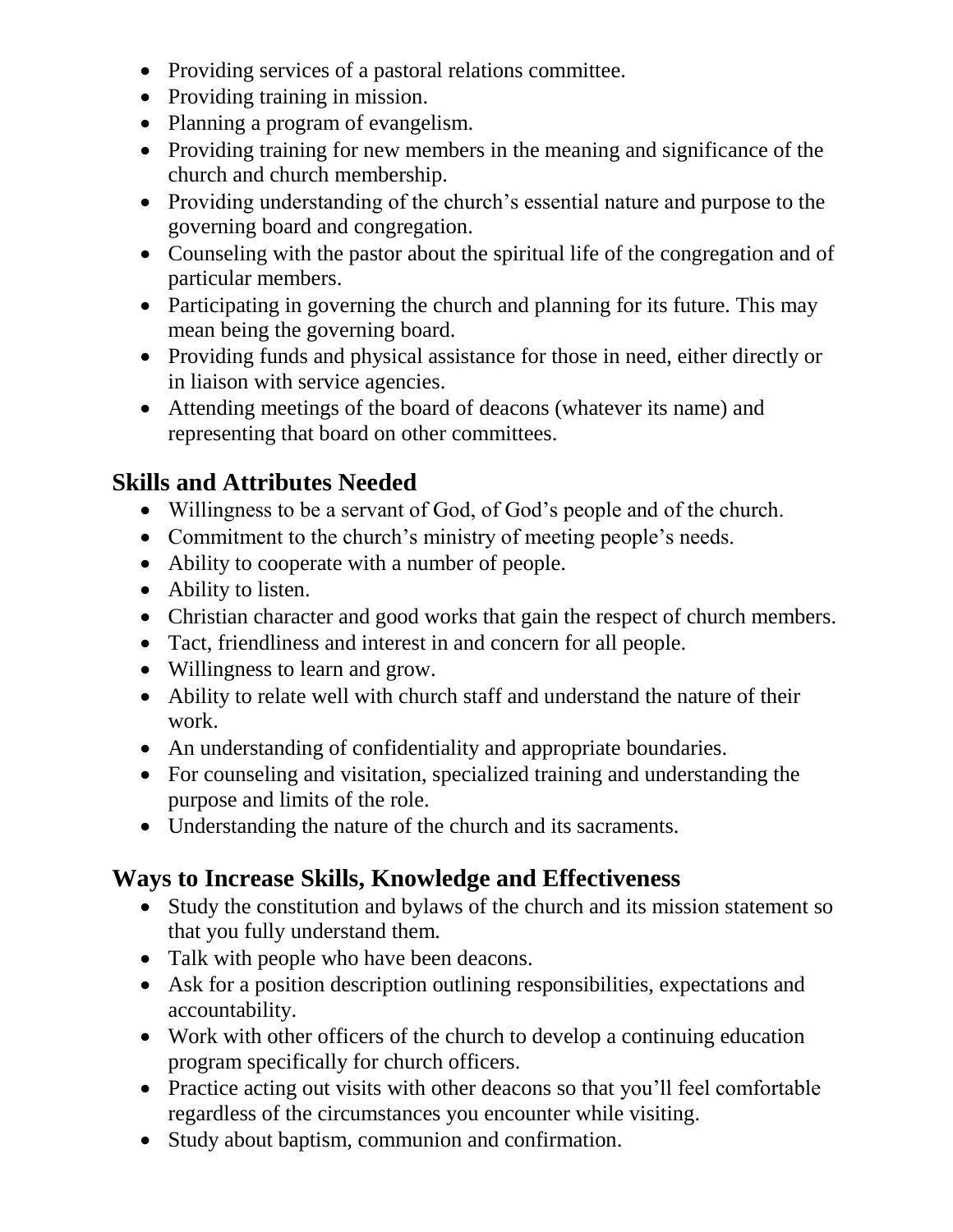- Providing services of a pastoral relations committee.
- Providing training in mission.
- Planning a program of evangelism.
- Providing training for new members in the meaning and significance of the church and church membership.
- Providing understanding of the church's essential nature and purpose to the governing board and congregation.
- Counseling with the pastor about the spiritual life of the congregation and of particular members.
- Participating in governing the church and planning for its future. This may mean being the governing board.
- Providing funds and physical assistance for those in need, either directly or in liaison with service agencies.
- Attending meetings of the board of deacons (whatever its name) and representing that board on other committees.

## Skills and Attributes Needed

- Willingness to be a servant of God, of God's people and of the church.
- Commitment to the church's ministry of meeting people's needs.
- Ability to cooperate with a number of people.
- Ability to listen.
- Christian character and good works that gain the respect of church members.
- Tact, friendliness and interest in and concern for all people.
- Willingness to learn and grow.
- Ability to relate well with church staff and understand the nature of their work.
- An understanding of confidentiality and appropriate boundaries.
- For counseling and visitation, specialized training and understanding the purpose and limits of the role.
- Understanding the nature of the church and its sacraments.

## Ways to Increase Skills, Knowledge and Effectiveness

- Study the constitution and bylaws of the church and its mission statement so that you fully understand them.
- Talk with people who have been deacons.
- Ask for a position description outlining responsibilities, expectations and accountability.
- Work with other officers of the church to develop a continuing education program specifically for church officers.
- Practice acting out visits with other deacons so that you'll feel comfortable regardless of the circumstances you encounter while visiting.
- Study about baptism, communion and confirmation.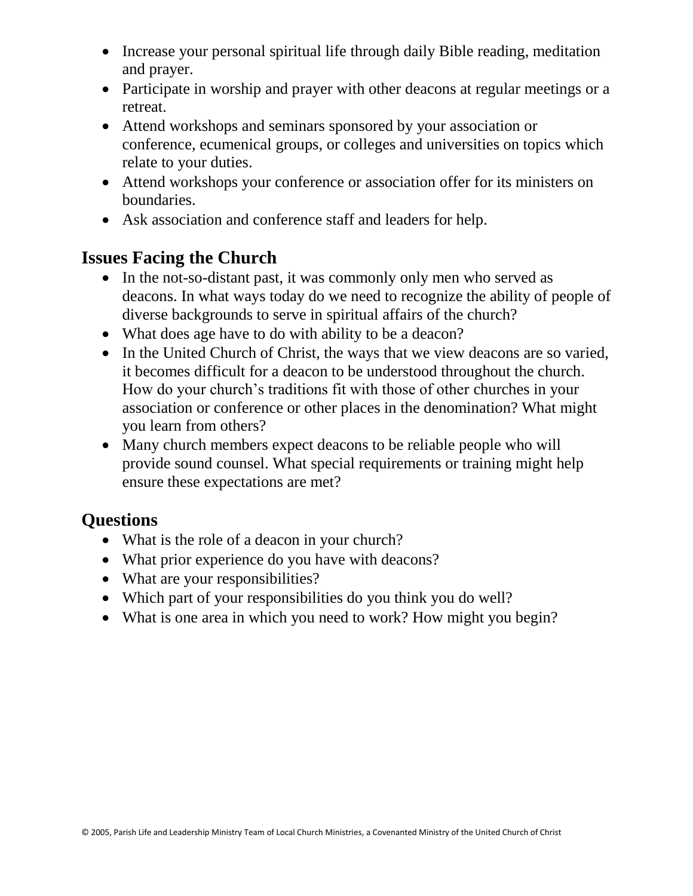- Increase your personal spiritual life through daily Bible reading, meditation and prayer.
- Participate in worship and prayer with other deacons at regular meetings or a retreat.
- Attend workshops and seminars sponsored by your association or conference, ecumenical groups, or colleges and universities on topics which relate to your duties.
- Attend workshops your conference or association offer for its ministers on boundaries.
- Ask association and conference staff and leaders for help.

## Issues Facing the Church

- In the not-so-distant past, it was commonly only men who served as deacons. In what ways today do we need to recognize the ability of people of diverse backgrounds to serve in spiritual affairs of the church?
- What does age have to do with ability to be a deacon?
- In the United Church of Christ, the ways that we view deacons are so varied, it becomes difficult for a deacon to be understood throughout the church. How do your church's traditions fit with those of other churches in your association or conference or other places in the denomination? What might you learn from others?
- Many church members expect deacons to be reliable people who will provide sound counsel. What special requirements or training might help ensure these expectations are met?

## Questions

- What is the role of a deacon in your church?
- What prior experience do you have with deacons?
- What are your responsibilities?
- Which part of your responsibilities do you think you do well?
- What is one area in which you need to work? How might you begin?

© 2005, Parish Life and Leadership Ministry Team of Local Church Ministries, a Covenanted Ministry of the United Church of Christ